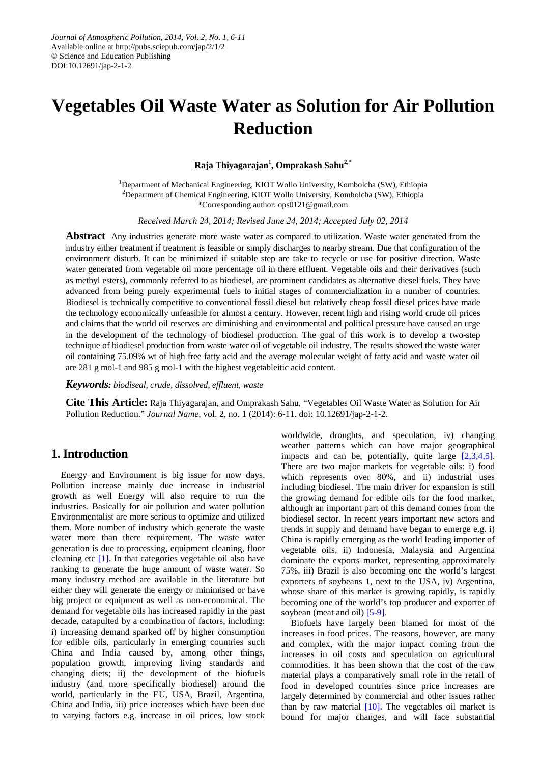Journal of Atmospheric Pollution, 2014, Vol. 2, No. 1, 6-11
Available online at http://pubs.sciepub.com/jap/2/1/2
© Science and Education Publishing
DOI:10.12691/jap-2-1-2

# Vegetables Oil Waste Water as Solution for Air Pollution Reduction

**Raja Thiyagarajan[1], Omprakash Sahu[2,*]**

[1]Department of Mechanical Engineering, KIOT Wollo University, Kombolcha (SW), Ethiopia
[2]Department of Chemical Engineering, KIOT Wollo University, Kombolcha (SW), Ethiopia
*Corresponding author: ops0121@gmail.com

*Received March 24, 2014; Revised June 24, 2014; Accepted July 02, 2014*

**Abstract** Any industries generate more waste water as compared to utilization. Waste water generated from the industry either treatment if treatment is feasible or simply discharges to nearby stream. Due that configuration of the environment disturb. It can be minimized if suitable step are take to recycle or use for positive direction. Waste water generated from vegetable oil more percentage oil in there effluent. Vegetable oils and their derivatives (such as methyl esters), commonly referred to as biodiesel, are prominent candidates as alternative diesel fuels. They have advanced from being purely experimental fuels to initial stages of commercialization in a number of countries. Biodiesel is technically competitive to conventional fossil diesel but relatively cheap fossil diesel prices have made the technology economically unfeasible for almost a century. However, recent high and rising world crude oil prices and claims that the world oil reserves are diminishing and environmental and political pressure have caused an urge in the development of the technology of biodiesel production. The goal of this work is to develop a two-step technique of biodiesel production from waste water oil of vegetable oil industry. The results showed the waste water oil containing 75.09% wt of high free fatty acid and the average molecular weight of fatty acid and waste water oil are 281 g mol-1 and 985 g mol-1 with the highest vegetableitic acid content.

***Keywords:*** *biodiseal, crude, dissolved, effluent, waste*

**Cite This Article:** Raja Thiyagarajan, and Omprakash Sahu, "Vegetables Oil Waste Water as Solution for Air Pollution Reduction." *Journal Name*, vol. 2, no. 1 (2014): 6-11. doi: 10.12691/jap-2-1-2.

## 1. Introduction

Energy and Environment is big issue for now days. Pollution increase mainly due increase in industrial growth as well Energy will also require to run the industries. Basically for air pollution and water pollution Environmentalist are more serious to optimize and utilized them. More number of industry which generate the waste water more than there requirement. The waste water generation is due to processing, equipment cleaning, floor cleaning etc [1]. In that categories vegetable oil also have ranking to generate the huge amount of waste water. So many industry method are available in the literature but either they will generate the energy or minimised or have big project or equipment as well as non-economical. The demand for vegetable oils has increased rapidly in the past decade, catapulted by a combination of factors, including: i) increasing demand sparked off by higher consumption for edible oils, particularly in emerging countries such China and India caused by, among other things, population growth, improving living standards and changing diets; ii) the development of the biofuels industry (and more specifically biodiesel) around the world, particularly in the EU, USA, Brazil, Argentina, China and India, iii) price increases which have been due to varying factors e.g. increase in oil prices, low stock worldwide, droughts, and speculation, iv) changing weather patterns which can have major geographical impacts and can be, potentially, quite large [2,3,4,5]. There are two major markets for vegetable oils: i) food which represents over 80%, and ii) industrial uses including biodiesel. The main driver for expansion is still the growing demand for edible oils for the food market, although an important part of this demand comes from the biodiesel sector. In recent years important new actors and trends in supply and demand have began to emerge e.g. i) China is rapidly emerging as the world leading importer of vegetable oils, ii) Indonesia, Malaysia and Argentina dominate the exports market, representing approximately 75%, iii) Brazil is also becoming one the world's largest exporters of soybeans 1, next to the USA, iv) Argentina, whose share of this market is growing rapidly, is rapidly becoming one of the world's top producer and exporter of soybean (meat and oil) [5-9].

Biofuels have largely been blamed for most of the increases in food prices. The reasons, however, are many and complex, with the major impact coming from the increases in oil costs and speculation on agricultural commodities. It has been shown that the cost of the raw material plays a comparatively small role in the retail of food in developed countries since price increases are largely determined by commercial and other issues rather than by raw material [10]. The vegetables oil market is bound for major changes, and will face substantial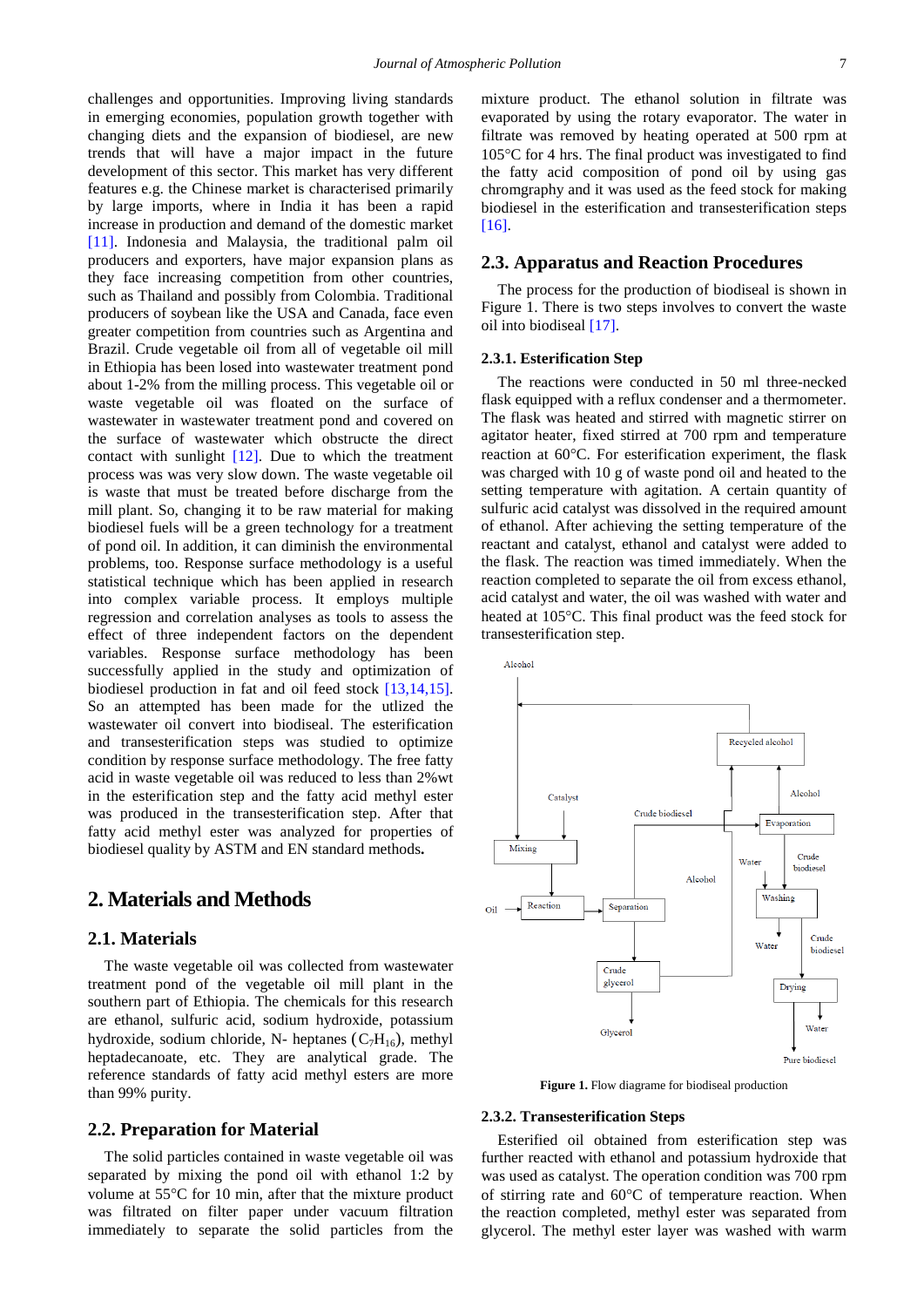challenges and opportunities. Improving living standards in emerging economies, population growth together with changing diets and the expansion of biodiesel, are new trends that will have a major impact in the future development of this sector. This market has very different features e.g. the Chinese market is characterised primarily by large imports, where in India it has been a rapid increase in production and demand of the domestic market [11]. Indonesia and Malaysia, the traditional palm oil producers and exporters, have major expansion plans as they face increasing competition from other countries, such as Thailand and possibly from Colombia. Traditional producers of soybean like the USA and Canada, face even greater competition from countries such as Argentina and Brazil. Crude vegetable oil from all of vegetable oil mill in Ethiopia has been losed into wastewater treatment pond about 1-2% from the milling process. This vegetable oil or waste vegetable oil was floated on the surface of wastewater in wastewater treatment pond and covered on the surface of wastewater which obstructe the direct contact with sunlight [12]. Due to which the treatment process was was very slow down. The waste vegetable oil is waste that must be treated before discharge from the mill plant. So, changing it to be raw material for making biodiesel fuels will be a green technology for a treatment of pond oil. In addition, it can diminish the environmental problems, too. Response surface methodology is a useful statistical technique which has been applied in research into complex variable process. It employs multiple regression and correlation analyses as tools to assess the effect of three independent factors on the dependent variables. Response surface methodology has been successfully applied in the study and optimization of biodiesel production in fat and oil feed stock [13,14,15]. So an attempted has been made for the utlized the wastewater oil convert into biodiseal. The esterification and transesterification steps was studied to optimize condition by response surface methodology. The free fatty acid in waste vegetable oil was reduced to less than 2%wt in the esterification step and the fatty acid methyl ester was produced in the transesterification step. After that fatty acid methyl ester was analyzed for properties of biodiesel quality by ASTM and EN standard methods**.**

## 2. Materials and Methods

### 2.1. Materials

The waste vegetable oil was collected from wastewater treatment pond of the vegetable oil mill plant in the southern part of Ethiopia. The chemicals for this research are ethanol, sulfuric acid, sodium hydroxide, potassium hydroxide, sodium chloride, N- heptanes ($C_7H_{16}$), methyl heptadecanoate, etc. They are analytical grade. The reference standards of fatty acid methyl esters are more than 99% purity.

### 2.2. Preparation for Material

The solid particles contained in waste vegetable oil was separated by mixing the pond oil with ethanol 1:2 by volume at 55°C for 10 min, after that the mixture product was filtrated on filter paper under vacuum filtration immediately to separate the solid particles from the mixture product. The ethanol solution in filtrate was evaporated by using the rotary evaporator. The water in filtrate was removed by heating operated at 500 rpm at 105°C for 4 hrs. The final product was investigated to find the fatty acid composition of pond oil by using gas chromgraphy and it was used as the feed stock for making biodiesel in the esterification and transesterification steps [16].

### 2.3. Apparatus and Reaction Procedures

The process for the production of biodiseal is shown in Figure 1. There is two steps involves to convert the waste oil into biodiseal [17].

#### 2.3.1. Esterification Step

The reactions were conducted in 50 ml three-necked flask equipped with a reflux condenser and a thermometer. The flask was heated and stirred with magnetic stirrer on agitator heater, fixed stirred at 700 rpm and temperature reaction at 60°C. For esterification experiment, the flask was charged with 10 g of waste pond oil and heated to the setting temperature with agitation. A certain quantity of sulfuric acid catalyst was dissolved in the required amount of ethanol. After achieving the setting temperature of the reactant and catalyst, ethanol and catalyst were added to the flask. The reaction was timed immediately. When the reaction completed to separate the oil from excess ethanol, acid catalyst and water, the oil was washed with water and heated at 105°C. This final product was the feed stock for transesterification step.

**Figure 1.** Flow diagram for biodiseal production

#### 2.3.2. Transesterification Steps

Esterified oil obtained from esterification step was further reacted with ethanol and potassium hydroxide that was used as catalyst. The operation condition was 700 rpm of stirring rate and 60°C of temperature reaction. When the reaction completed, methyl ester was separated from glycerol. The methyl ester layer was washed with warm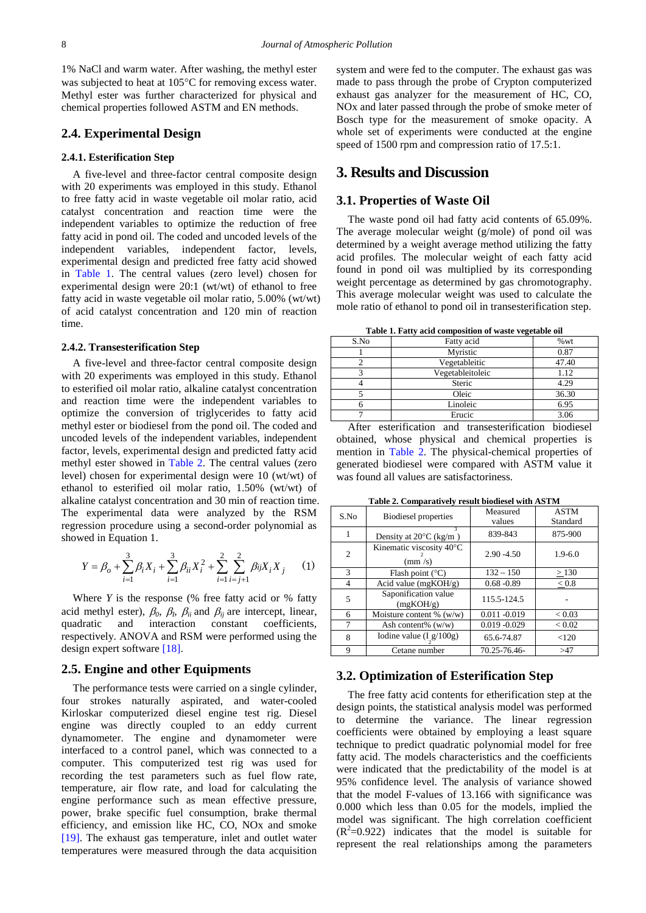1% NaCl and warm water. After washing, the methyl ester was subjected to heat at 105°C for removing excess water. Methyl ester was further characterized for physical and chemical properties followed ASTM and EN methods.

## 2.4. Experimental Design

### 2.4.1. Esterification Step

A five-level and three-factor central composite design with 20 experiments was employed in this study. Ethanol to free fatty acid in waste vegetable oil molar ratio, acid catalyst concentration and reaction time were the independent variables to optimize the reduction of free fatty acid in pond oil. The coded and uncoded levels of the independent variables, independent factor, levels, experimental design and predicted free fatty acid showed in Table 1. The central values (zero level) chosen for experimental design were 20:1 (wt/wt) of ethanol to free fatty acid in waste vegetable oil molar ratio, 5.00% (wt/wt) of acid catalyst concentration and 120 min of reaction time.

### 2.4.2. Transesterification Step

A five-level and three-factor central composite design with 20 experiments was employed in this study. Ethanol to esterified oil molar ratio, alkaline catalyst concentration and reaction time were the independent variables to optimize the conversion of triglycerides to fatty acid methyl ester or biodiesel from the pond oil. The coded and uncoded levels of the independent variables, independent factor, levels, experimental design and predicted fatty acid methyl ester showed in Table 2. The central values (zero level) chosen for experimental design were 10 (wt/wt) of ethanol to esterified oil molar ratio, 1.50% (wt/wt) of alkaline catalyst concentration and 30 min of reaction time. The experimental data were analyzed by the RSM regression procedure using a second-order polynomial as showed in Equation 1.

$$Y = \beta_o + \sum_{i=1}^{3} \beta_i X_i + \sum_{i=1}^{3} \beta_{ii} X_i^2 + \sum_{i=1}^{2} \sum_{i=j+1}^{2} \beta_{ij} X_i X_j \quad (1)$$

Where $Y$ is the response (% free fatty acid or % fatty acid methyl ester), $\beta_o$, $\beta_i$, $\beta_{ii}$ and $\beta_{ij}$ are intercept, linear, quadratic and interaction constant coefficients, respectively. ANOVA and RSM were performed using the design expert software [18].

## 2.5. Engine and other Equipments

The performance tests were carried on a single cylinder, four strokes naturally aspirated, and water-cooled Kirloskar computerized diesel engine test rig. Diesel engine was directly coupled to an eddy current dynamometer. The engine and dynamometer were interfaced to a control panel, which was connected to a computer. This computerized test rig was used for recording the test parameters such as fuel flow rate, temperature, air flow rate, and load for calculating the engine performance such as mean effective pressure, power, brake specific fuel consumption, brake thermal efficiency, and emission like HC, CO, NOx and smoke [19]. The exhaust gas temperature, inlet and outlet water temperatures were measured through the data acquisition system and were fed to the computer. The exhaust gas was made to pass through the probe of Crypton computerized exhaust gas analyzer for the measurement of HC, CO, NOx and later passed through the probe of smoke meter of Bosch type for the measurement of smoke opacity. A whole set of experiments were conducted at the engine speed of 1500 rpm and compression ratio of 17.5:1.

# 3. Results and Discussion

## 3.1. Properties of Waste Oil

The waste pond oil had fatty acid contents of 65.09%. The average molecular weight (g/mole) of pond oil was determined by a weight average method utilizing the fatty acid profiles. The molecular weight of each fatty acid found in pond oil was multiplied by its corresponding weight percentage as determined by gas chromotography. This average molecular weight was used to calculate the mole ratio of ethanol to pond oil in transesterification step.

**Table 1. Fatty acid composition of waste vegetable oil**

| S.No | Fatty acid | %wt |
|---|---|---|
| 1 | Myristic | 0.87 |
| 2 | Vegetableitic | 47.40 |
| 3 | Vegetableitoleic | 1.12 |
| 4 | Steric | 4.29 |
| 5 | Oleic | 36.30 |
| 6 | Linoleic | 6.95 |
| 7 | Erucic | 3.06 |

After esterification and transesterification biodiesel obtained, whose physical and chemical properties is mention in Table 2. The physical-chemical properties of generated biodiesel were compared with ASTM value it was found all values are satisfactoriness.

**Table 2. Comparatively result biodiesel with ASTM**

| S.No | Biodiesel properties | Measured values | ASTM Standard |
|---|---|---|---|
| 1 | Density at 20°C (kg/m$^3$) | 839-843 | 875-900 |
| 2 | Kinematic viscosity 40°C (mm$^2$/s) | 2.90 -4.50 | 1.9-6.0 |
| 3 | Flash point (°C) | 132 – 150 | $\geq$ 130 |
| 4 | Acid value (mgKOH/g) | 0.68 -0.89 | $\leq$ 0.8 |
| 5 | Saponification value (mgKOH/g) | 115.5-124.5 | - |
| 6 | Moisture content % (w/w) | 0.011 -0.019 | < 0.03 |
| 7 | Ash content% (w/w) | 0.019 -0.029 | < 0.02 |
| 8 | Iodine value ($I_2$ g/100g) | 65.6-74.87 | <120 |
| 9 | Cetane number | 70.25-76.46- | >47 |

## 3.2. Optimization of Esterification Step

The free fatty acid contents for etherification step at the design points, the statistical analysis model was performed to determine the variance. The linear regression coefficients were obtained by employing a least square technique to predict quadratic polynomial model for free fatty acid. The models characteristics and the coefficients were indicated that the predictability of the model is at 95% confidence level. The analysis of variance showed that the model F-values of 13.166 with significance was 0.000 which less than 0.05 for the models, implied the model was significant. The high correlation coefficient ($R^2$=0.922) indicates that the model is suitable for represent the real relationships among the parameters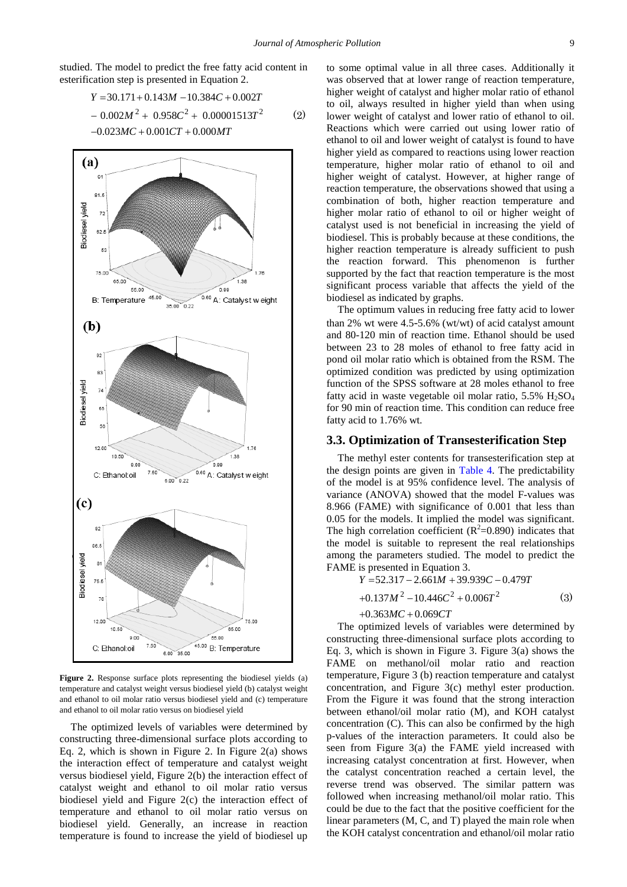studied. The model to predict the free fatty acid content in esterification step is presented in Equation 2.

$$Y = 30.171 + 0.143M - 10.384C + 0.002T - 0.002M^2 + 0.958C^2 + 0.00001513T^2 - 0.023MC + 0.001CT + 0.000MT \quad (2)$$

**Figure 2.** Response surface plots representing the biodiesel yields (a) temperature and catalyst weight versus biodiesel yield (b) catalyst weight and ethanol to oil molar ratio versus biodiesel yield and (c) temperature and ethanol to oil molar ratio versus on biodiesel yield

The optimized levels of variables were determined by constructing three-dimensional surface plots according to Eq. 2, which is shown in Figure 2. In Figure 2(a) shows the interaction effect of temperature and catalyst weight versus biodiesel yield, Figure 2(b) the interaction effect of catalyst weight and ethanol to oil molar ratio versus biodiesel yield and Figure 2(c) the interaction effect of temperature and ethanol to oil molar ratio versus on biodiesel yield. Generally, an increase in reaction temperature is found to increase the yield of biodiesel up to some optimal value in all three cases. Additionally it was observed that at lower range of reaction temperature, higher weight of catalyst and higher molar ratio of ethanol to oil, always resulted in higher yield than when using lower weight of catalyst and lower ratio of ethanol to oil. Reactions which were carried out using lower ratio of ethanol to oil and lower weight of catalyst is found to have higher yield as compared to reactions using lower reaction temperature, higher molar ratio of ethanol to oil and higher weight of catalyst. However, at higher range of reaction temperature, the observations showed that using a combination of both, higher reaction temperature and higher molar ratio of ethanol to oil or higher weight of catalyst used is not beneficial in increasing the yield of biodiesel. This is probably because at these conditions, the higher reaction temperature is already sufficient to push the reaction forward. This phenomenon is further supported by the fact that reaction temperature is the most significant process variable that affects the yield of the biodiesel as indicated by graphs.

The optimum values in reducing free fatty acid to lower than 2% wt were 4.5-5.6% (wt/wt) of acid catalyst amount and 80-120 min of reaction time. Ethanol should be used between 23 to 28 moles of ethanol to free fatty acid in pond oil molar ratio which is obtained from the RSM. The optimized condition was predicted by using optimization function of the SPSS software at 28 moles ethanol to free fatty acid in waste vegetable oil molar ratio, 5.5% $H_2SO_4$ for 90 min of reaction time. This condition can reduce free fatty acid to 1.76% wt.

### 3.3. Optimization of Transesterification Step

The methyl ester contents for transesterification step at the design points are given in Table 4. The predictability of the model is at 95% confidence level. The analysis of variance (ANOVA) showed that the model F-values was 8.966 (FAME) with significance of 0.001 that less than 0.05 for the models. It implied the model was significant. The high correlation coefficient ($R^2$=0.890) indicates that the model is suitable to represent the real relationships among the parameters studied. The model to predict the FAME is presented in Equation 3.

$$Y = 52.317 - 2.661M + 39.939C - 0.479T + 0.137M^2 - 10.446C^2 + 0.006T^2 + 0.363MC + 0.069CT \quad (3)$$

The optimized levels of variables were determined by constructing three-dimensional surface plots according to Eq. 3, which is shown in Figure 3. Figure 3(a) shows the FAME on methanol/oil molar ratio and reaction temperature, Figure 3 (b) reaction temperature and catalyst concentration, and Figure 3(c) methyl ester production. From the Figure it was found that the strong interaction between ethanol/oil molar ratio (M), and KOH catalyst concentration (C). This can also be confirmed by the high p-values of the interaction parameters. It could also be seen from Figure 3(a) the FAME yield increased with increasing catalyst concentration at first. However, when the catalyst concentration reached a certain level, the reverse trend was observed. The similar pattern was followed when increasing methanol/oil molar ratio. This could be due to the fact that the positive coefficient for the linear parameters (M, C, and T) played the main role when the KOH catalyst concentration and ethanol/oil molar ratio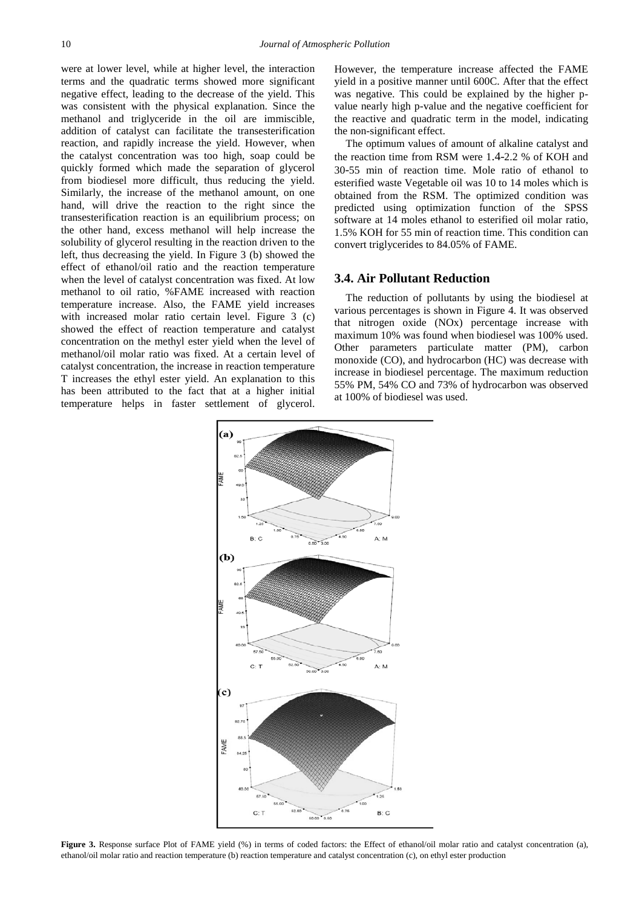were at lower level, while at higher level, the interaction terms and the quadratic terms showed more significant negative effect, leading to the decrease of the yield. This was consistent with the physical explanation. Since the methanol and triglyceride in the oil are immiscible, addition of catalyst can facilitate the transesterification reaction, and rapidly increase the yield. However, when the catalyst concentration was too high, soap could be quickly formed which made the separation of glycerol from biodiesel more difficult, thus reducing the yield. Similarly, the increase of the methanol amount, on one hand, will drive the reaction to the right since the transesterification reaction is an equilibrium process; on the other hand, excess methanol will help increase the solubility of glycerol resulting in the reaction driven to the left, thus decreasing the yield. In Figure 3 (b) showed the effect of ethanol/oil ratio and the reaction temperature when the level of catalyst concentration was fixed. At low methanol to oil ratio, %FAME increased with reaction temperature increase. Also, the FAME yield increases with increased molar ratio certain level. Figure 3 (c) showed the effect of reaction temperature and catalyst concentration on the methyl ester yield when the level of methanol/oil molar ratio was fixed. At a certain level of catalyst concentration, the increase in reaction temperature T increases the ethyl ester yield. An explanation to this has been attributed to the fact that at a higher initial temperature helps in faster settlement of glycerol. However, the temperature increase affected the FAME yield in a positive manner until 600C. After that the effect was negative. This could be explained by the higher p-value nearly high p-value and the negative coefficient for the reactive and quadratic term in the model, indicating the non-significant effect.

The optimum values of amount of alkaline catalyst and the reaction time from RSM were 1.4-2.2 % of KOH and 30-55 min of reaction time. Mole ratio of ethanol to esterified waste Vegetable oil was 10 to 14 moles which is obtained from the RSM. The optimized condition was predicted using optimization function of the SPSS software at 14 moles ethanol to esterified oil molar ratio, 1.5% KOH for 55 min of reaction time. This condition can convert triglycerides to 84.05% of FAME.

### 3.4. Air Pollutant Reduction

The reduction of pollutants by using the biodiesel at various percentages is shown in Figure 4. It was observed that nitrogen oxide (NOx) percentage increase with maximum 10% was found when biodiesel was 100% used. Other parameters particulate matter (PM), carbon monoxide (CO), and hydrocarbon (HC) was decrease with increase in biodiesel percentage. The maximum reduction 55% PM, 54% CO and 73% of hydrocarbon was observed at 100% of biodiesel was used.

**Figure 3.** Response surface Plot of FAME yield (%) in terms of coded factors: the Effect of ethanol/oil molar ratio and catalyst concentration (a), ethanol/oil molar ratio and reaction temperature (b) reaction temperature and catalyst concentration (c), on ethyl ester production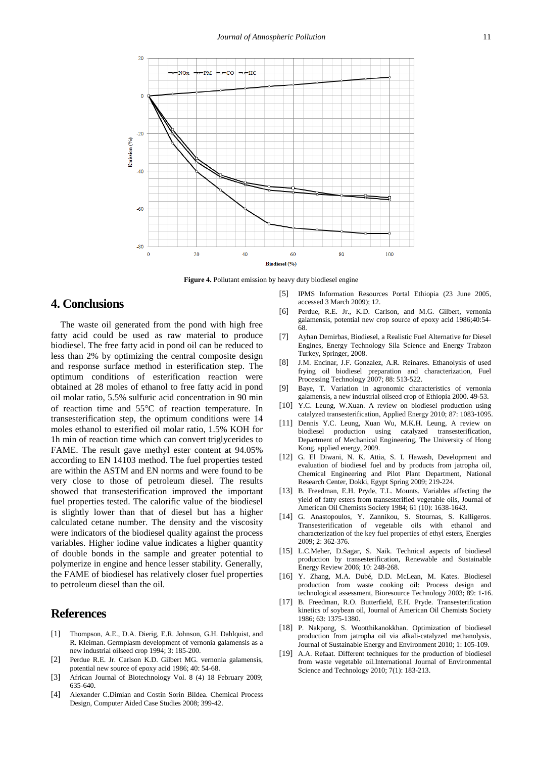20

NOx PM CO HC

0

-20

-40

-60

-80

0 20 40 60 80 100

Emission (%)

Biodiesel (%)

**Figure 4.** Pollutant emission by heavy duty biodiesel engine

# 4. Conclusions

The waste oil generated from the pond with high free fatty acid could be used as raw material to produce biodiesel. The free fatty acid in pond oil can be reduced to less than 2% by optimizing the central composite design and response surface method in esterification step. The optimum conditions of esterification reaction were obtained at 28 moles of ethanol to free fatty acid in pond oil molar ratio, 5.5% sulfuric acid concentration in 90 min of reaction time and 55°C of reaction temperature. In transesterification step, the optimum conditions were 14 moles ethanol to esterified oil molar ratio, 1.5% KOH for 1h min of reaction time which can convert triglycerides to FAME. The result gave methyl ester content at 94.05% according to EN 14103 method. The fuel properties tested are within the ASTM and EN norms and were found to be very close to those of petroleum diesel. The results showed that transesterification improved the important fuel properties tested. The calorific value of the biodiesel is slightly lower than that of diesel but has a higher calculated cetane number. The density and the viscosity were indicators of the biodiesel quality against the process variables. Higher iodine value indicates a higher quantity of double bonds in the sample and greater potential to polymerize in engine and hence lesser stability. Generally, the FAME of biodiesel has relatively closer fuel properties to petroleum diesel than the oil.

# References

[1] Thompson, A.E., D.A. Dierig, E.R. Johnson, G.H. Dahlquist, and R. Kleiman. Germplasm development of vernonia galamensis as a new industrial oilseed crop 1994; 3: 185-200.

[2] Perdue R.E. Jr. Carlson K.D. Gilbert MG. vernonia galamensis, potential new source of epoxy acid 1986; 40: 54-68.

[3] African Journal of Biotechnology Vol. 8 (4) 18 February 2009; 635-640.

[4] Alexander C.Dimian and Costin Sorin Bildea. Chemical Process Design, Computer Aided Case Studies 2008; 399-42.

[5] IPMS Information Resources Portal Ethiopia (23 June 2005, accessed 3 March 2009); 12.

[6] Perdue, R.E. Jr., K.D. Carlson, and M.G. Gilbert, vernonia galamensis, potential new crop source of epoxy acid 1986;40:54-68.

[7] Ayhan Demirbas, Biodiesel, a Realistic Fuel Alternative for Diesel Engines, Energy Technology Sila Science and Energy Trabzon Turkey, Springer, 2008.

[8] J.M. Encinar, J.F. Gonzalez, A.R. Reinares. Ethanolysis of used frying oil biodiesel preparation and characterization, Fuel Processing Technology 2007; 88: 513-522.

[9] Baye, T. Variation in agronomic characteristics of vernonia galamensis, a new industrial oilseed crop of Ethiopia 2000. 49-53.

[10] Y.C. Leung, W.Xuan. A review on biodiesel production using catalyzed transesterification, Applied Energy 2010; 87: 1083-1095.

[11] Dennis Y.C. Leung, Xuan Wu, M.K.H. Leung, A review on biodiesel production using catalyzed transesterification, Department of Mechanical Engineering, The University of Hong Kong, applied energy, 2009.

[12] G. El Diwani, N. K. Attia, S. I. Hawash, Development and evaluation of biodiesel fuel and by products from jatropha oil, Chemical Engineering and Pilot Plant Department, National Research Center, Dokki, Egypt Spring 2009; 219-224.

[13] B. Freedman, E.H. Pryde, T.L. Mounts. Variables affecting the yield of fatty esters from transesterified vegetable oils, Journal of American Oil Chemists Society 1984; 61 (10): 1638-1643.

[14] G. Anastopoulos, Y. Zannikou, S. Stournas, S. Kalligeros. Transesterification of vegetable oils with ethanol and characterization of the key fuel properties of ethyl esters, Energies 2009; 2: 362-376.

[15] L.C.Meher, D.Sagar, S. Naik. Technical aspects of biodiesel production by transesterification, Renewable and Sustainable Energy Review 2006; 10: 248-268.

[16] Y. Zhang, M.A. Dubé, D.D. McLean, M. Kates. Biodiesel production from waste cooking oil: Process design and technological assessment, Bioresource Technology 2003; 89: 1-16.

[17] B. Freedman, R.O. Butterfield, E.H. Pryde. Transesterification kinetics of soybean oil, Journal of American Oil Chemists Society 1986; 63: 1375-1380.

[18] P. Nakpong, S. Wootthikanokkhan. Optimization of biodiesel production from jatropha oil via alkali-catalyzed methanolysis, Journal of Sustainable Energy and Environment 2010; 1: 105-109.

[19] A.A. Refaat. Different techniques for the production of biodiesel from waste vegetable oil.International Journal of Environmental Science and Technology 2010; 7(1): 183-213.